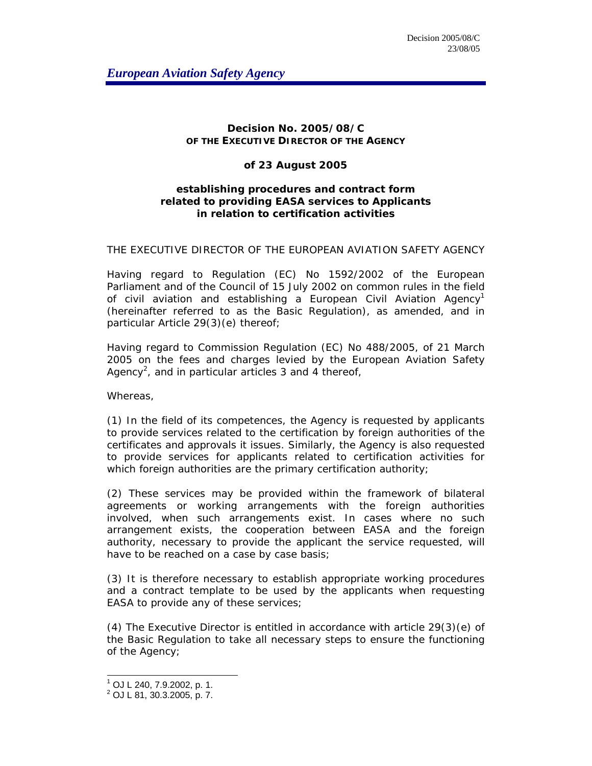Decision 2005/08/C
23/08/05

*European Aviation Safety Agency*

**Decision No. 2005/08/C**
**OF THE EXECUTIVE DIRECTOR OF THE AGENCY**

**of 23 August 2005**

**establishing procedures and contract form related to providing EASA services to Applicants in relation to certification activities**

THE EXECUTIVE DIRECTOR OF THE EUROPEAN AVIATION SAFETY AGENCY

Having regard to Regulation (EC) No 1592/2002 of the European Parliament and of the Council of 15 July 2002 on common rules in the field of civil aviation and establishing a European Civil Aviation Agency[1] (hereinafter referred to as the Basic Regulation), as amended, and in particular Article 29(3)(e) thereof;

Having regard to Commission Regulation (EC) No 488/2005, of 21 March 2005 on the fees and charges levied by the European Aviation Safety Agency[2], and in particular articles 3 and 4 thereof,

Whereas,

(1) In the field of its competences, the Agency is requested by applicants to provide services related to the certification by foreign authorities of the certificates and approvals it issues. Similarly, the Agency is also requested to provide services for applicants related to certification activities for which foreign authorities are the primary certification authority;

(2) These services may be provided within the framework of bilateral agreements or working arrangements with the foreign authorities involved, when such arrangements exist. In cases where no such arrangement exists, the cooperation between EASA and the foreign authority, necessary to provide the applicant the service requested, will have to be reached on a case by case basis;

(3) It is therefore necessary to establish appropriate working procedures and a contract template to be used by the applicants when requesting EASA to provide any of these services;

(4) The Executive Director is entitled in accordance with article 29(3)(e) of the Basic Regulation to take all necessary steps to ensure the functioning of the Agency;

[1] OJ L 240, 7.9.2002, p. 1.
[2] OJ L 81, 30.3.2005, p. 7.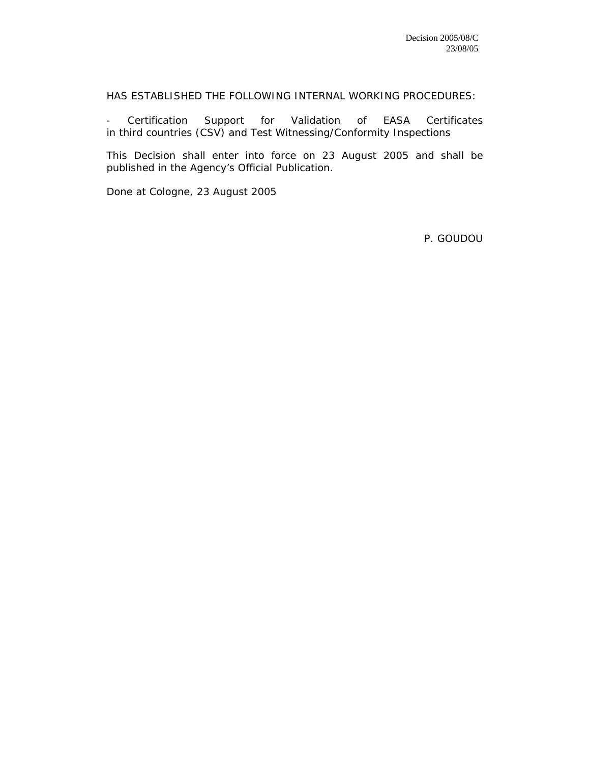HAS ESTABLISHED THE FOLLOWING INTERNAL WORKING PROCEDURES:

- Certification Support for Validation of EASA Certificates in third countries (CSV) and Test Witnessing/Conformity Inspections

This Decision shall enter into force on 23 August 2005 and shall be published in the Agency's Official Publication.

Done at Cologne, 23 August 2005

P. GOUDOU